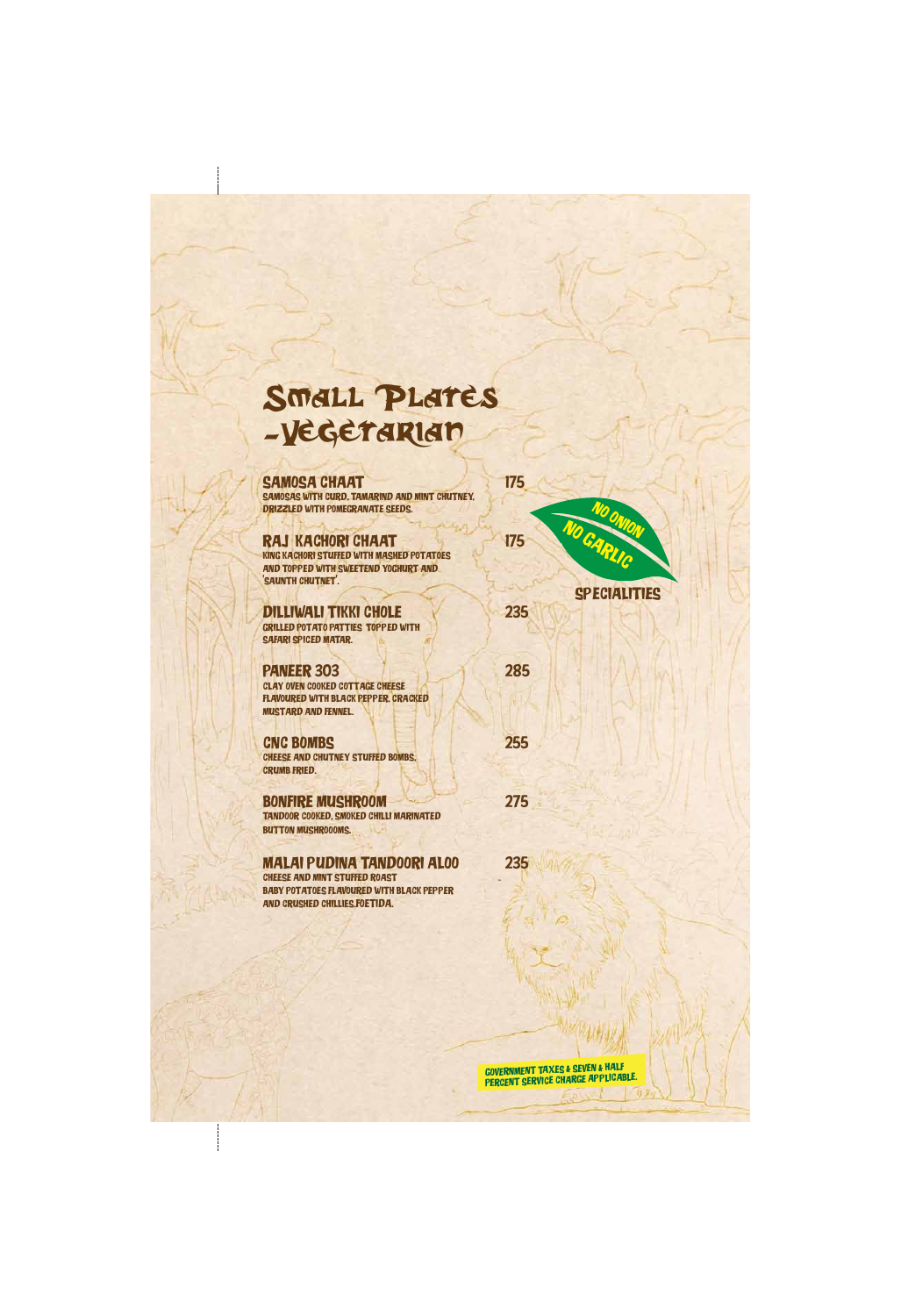# Small Plates -Vegetarian

**SAMOSA CHAAT** 175
SAMOSAS WITH CURD, TAMARIND AND MINT CHUTNEY. DRIZZLED WITH POMEGRANATE SEEDS.

**RAJ KACHORI CHAAT** 175
KING KACHORI STUFFED WITH MASHED POTATOES AND TOPPED WITH SWEETEND YOGHURT AND 'SAUNTH CHUTNEY'.

**DILLIWALI TIKKI CHOLE** 235
GRILLED POTATO PATTIES TOPPED WITH SAFARI SPICED MATAR.

**PANEER 303** 285
CLAY OVEN COOKED COTTAGE CHEESE FLAVOURED WITH BLACK PEPPER, CRACKED MUSTARD AND FENNEL.

**CNC BOMBS** 255
CHEESE AND CHUTNEY STUFFED BOMBS, CRUMB FRIED.

**BONFIRE MUSHROOM** 275
TANDOOR COOKED, SMOKED CHILLI MARINATED BUTTON MUSHROOOMS.

**MALAI PUDINA TANDOORI ALOO** 235
CHEESE AND MINT STUFFED ROAST BABY POTATOES FLAVOURED WITH BLACK PEPPER AND CRUSHED CHILLIES,FOETIDA.

NO ONION NO GARLIC

SPECIALITIES

GOVERNMENT TAXES & SEVEN & HALF PERCENT SERVICE CHARGE APPLICABLE.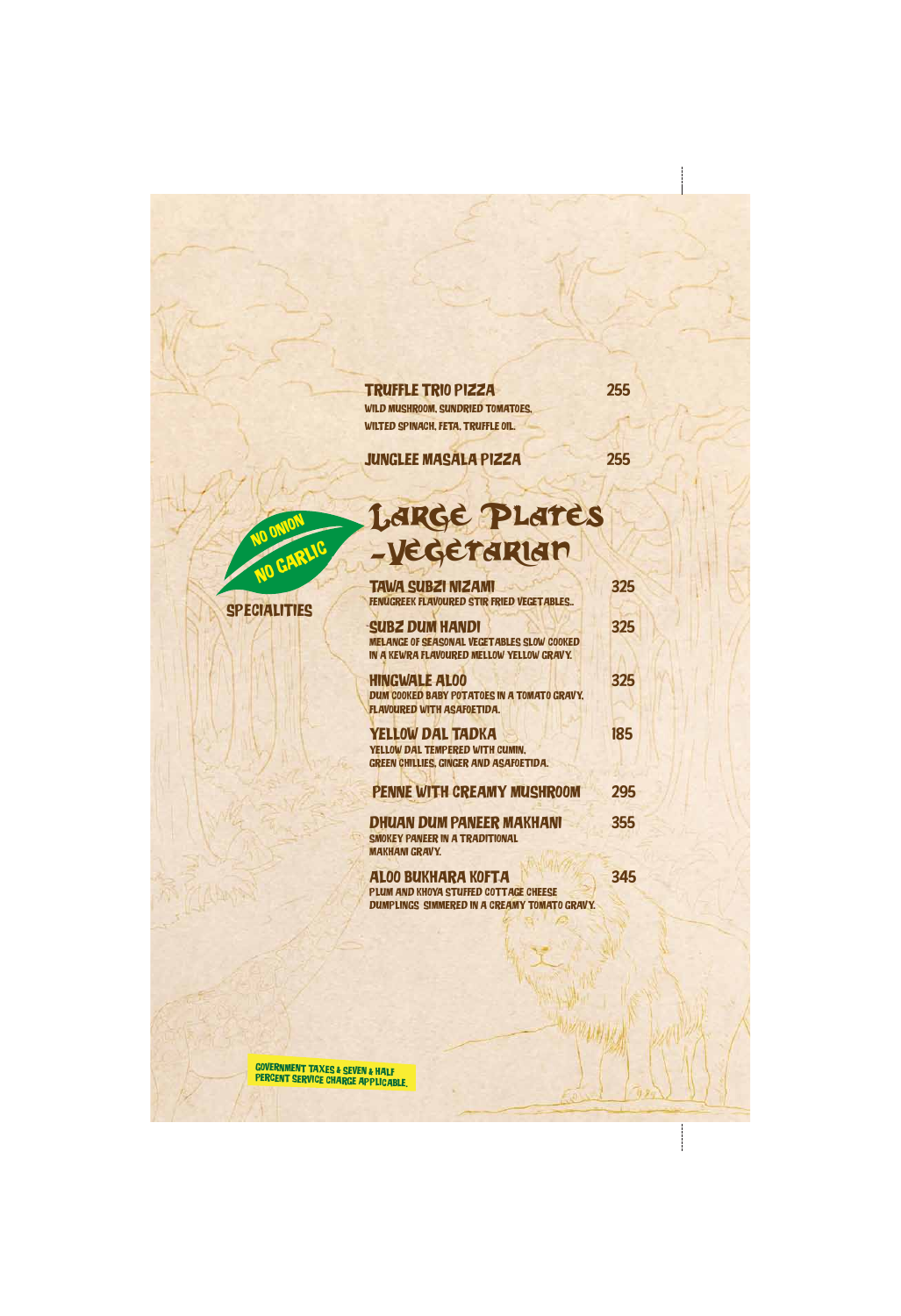**TRUFFLE TRIO PIZZA** 255
WILD MUSHROOM, SUNDRIED TOMATOES, WILTED SPINACH, FETA, TRUFFLE OIL.

**JUNGLEE MASALA PIZZA** 255

# Large Plates -Vegetarian

NO ONION NO GARLIC SPECIALITIES

**TAWA SUBZI NIZAMI** 325
FENUGREEK FLAVOURED STIR FRIED VEGETABLES..

**SUBZ DUM HANDI** 325
MELANGE OF SEASONAL VEGETABLES SLOW COOKED IN A KEWRA FLAVOURED MELLOW YELLOW GRAVY.

**HINGWALE ALOO** 325
DUM COOKED BABY POTATOES IN A TOMATO GRAVY, FLAVOURED WITH ASAFOETIDA.

**YELLOW DAL TADKA** 185
YELLOW DAL TEMPERED WITH CUMIN, GREEN CHILLIES, GINGER AND ASAFOETIDA.

**PENNE WITH CREAMY MUSHROOM** 295

**DHUAN DUM PANEER MAKHANI** 355
SMOKEY PANEER IN A TRADITIONAL MAKHANI GRAVY.

**ALOO BUKHARA KOFTA** 345
PLUM AND KHOYA STUFFED COTTAGE CHEESE DUMPLINGS SIMMERED IN A CREAMY TOMATO GRAVY.

GOVERNMENT TAXES & SEVEN & HALF PERCENT SERVICE CHARGE APPLICABLE.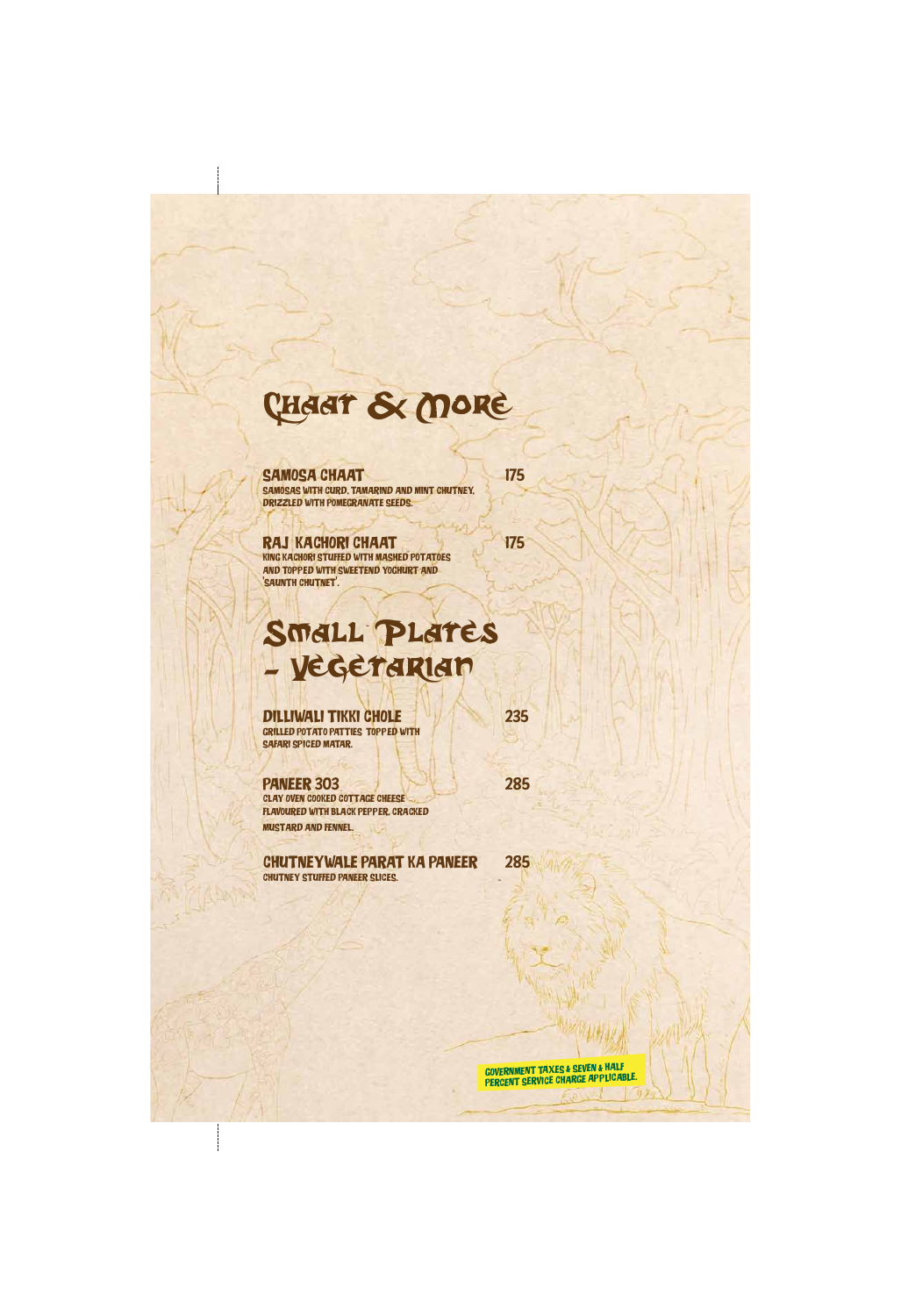# Chaat & More

**SAMOSA CHAAT** 175
SAMOSAS WITH CURD, TAMARIND AND MINT CHUTNEY, DRIZZLED WITH POMEGRANATE SEEDS.

**RAJ KACHORI CHAAT** 175
KING KACHORI STUFFED WITH MASHED POTATOES AND TOPPED WITH SWEETEND YOGHURT AND 'SAUNTH CHUTNEY'.

# Small Plates - Vegetarian

**DILLIWALI TIKKI CHOLE** 235
GRILLED POTATO PATTIES TOPPED WITH SAFARI SPICED MATAR.

**PANEER 303** 285
CLAY OVEN COOKED COTTAGE CHEESE FLAVOURED WITH BLACK PEPPER, CRACKED MUSTARD AND FENNEL.

**CHUTNEYWALE PARAT KA PANEER** 285
CHUTNEY STUFFED PANEER SLICES.

GOVERNMENT TAXES & SEVEN & HALF PERCENT SERVICE CHARGE APPLICABLE.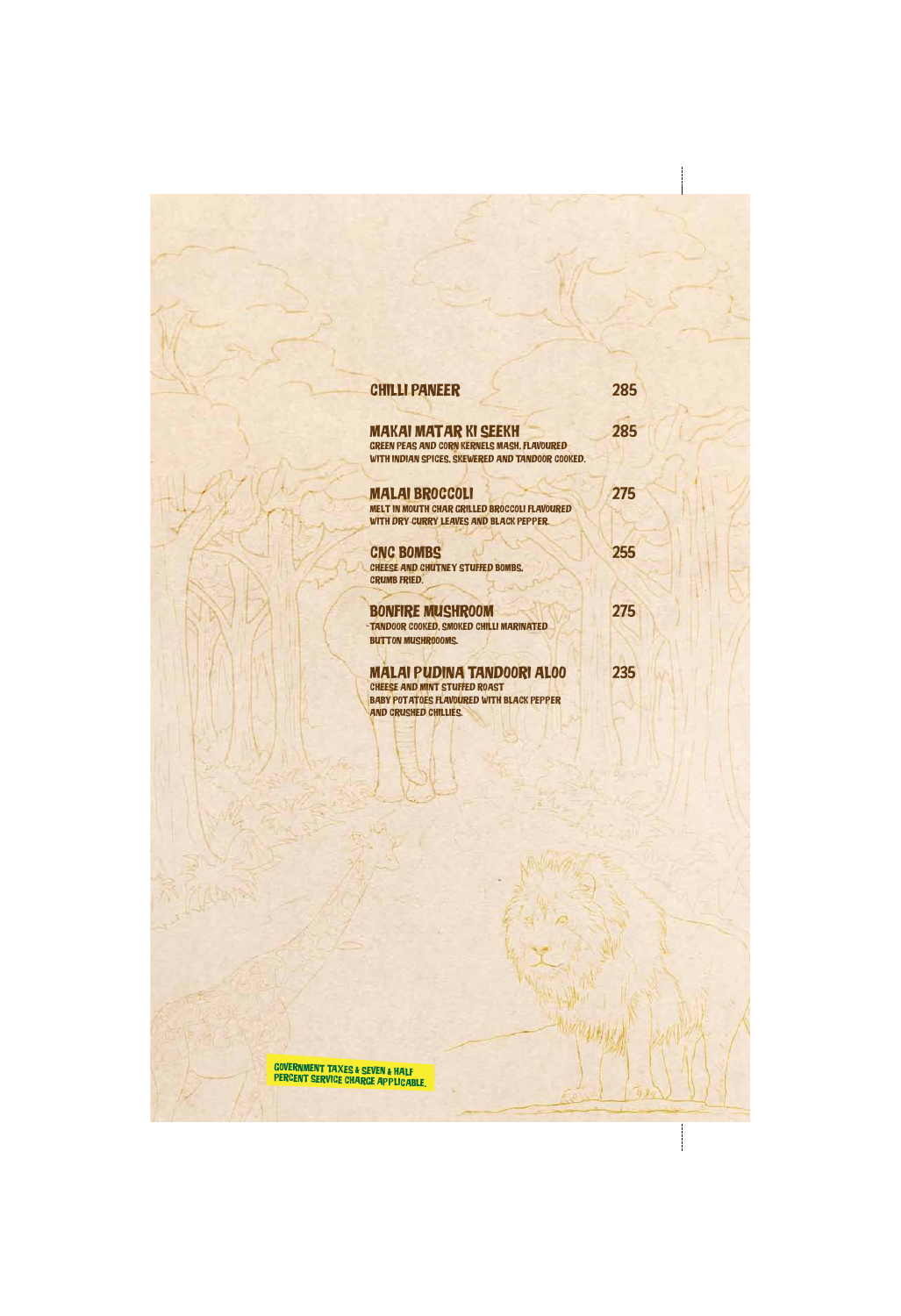**CHILLI PANEER** 285

**MAKAI MATAR KI SEEKH** 285
GREEN PEAS AND CORN KERNELS MASH, FLAVOURED WITH INDIAN SPICES, SKEWERED AND TANDOOR COOKED.

**MALAI BROCCOLI** 275
MELT IN MOUTH CHAR GRILLED BROCCOLI FLAVOURED WITH DRY CURRY LEAVES AND BLACK PEPPER.

**CNC BOMBS** 255
CHEESE AND CHUTNEY STUFFED BOMBS, CRUMB FRIED.

**BONFIRE MUSHROOM** 275
TANDOOR COOKED, SMOKED CHILLI MARINATED BUTTON MUSHROOOMS.

**MALAI PUDINA TANDOORI ALOO** 235
CHEESE AND MINT STUFFED ROAST BABY POTATOES FLAVOURED WITH BLACK PEPPER AND CRUSHED CHILLIES.

GOVERNMENT TAXES & SEVEN & HALF PERCENT SERVICE CHARGE APPLICABLE.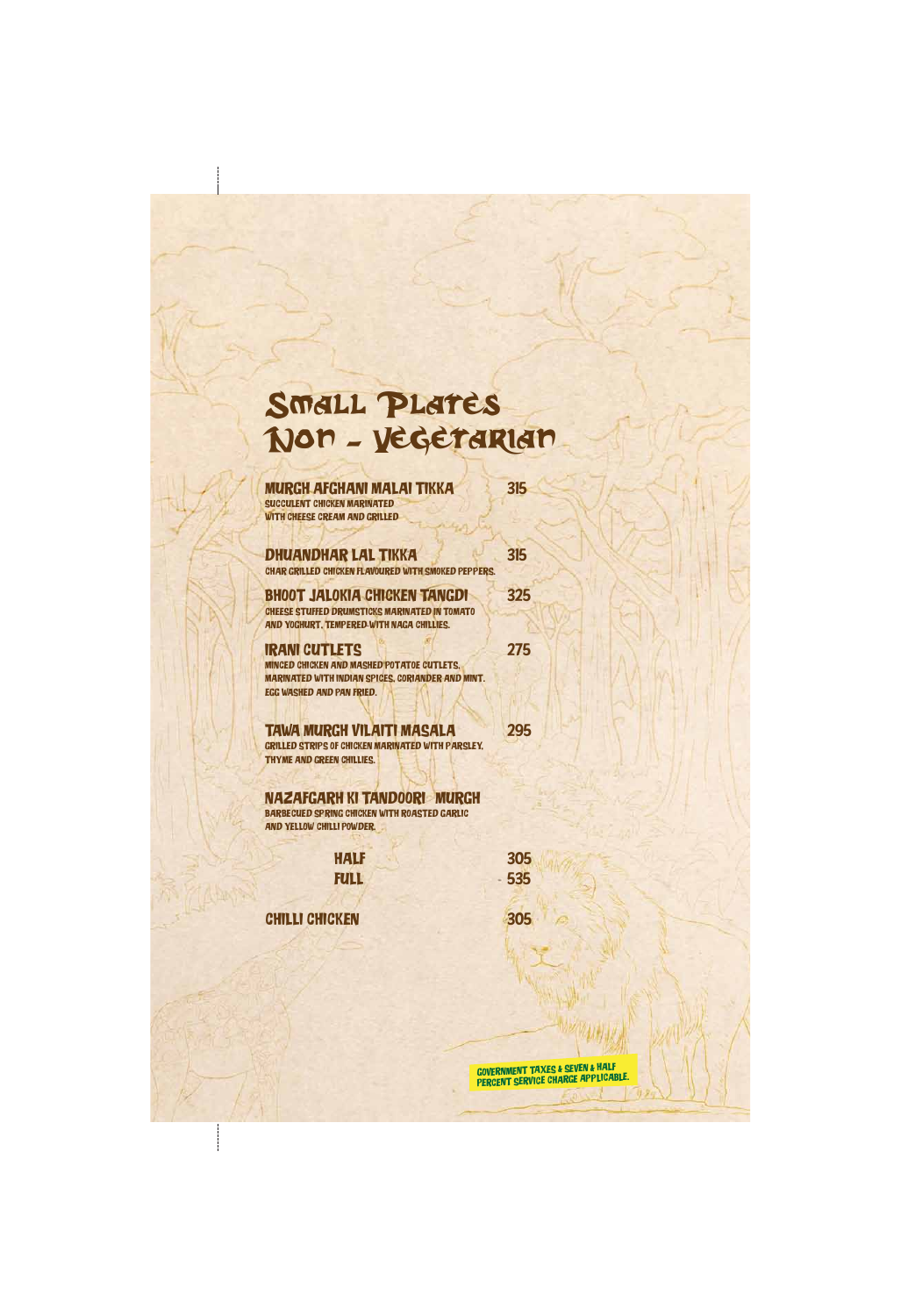# Small Plates
# Non - Vegetarian

**MURGH AFGHANI MALAI TIKKA** 315
SUCCULENT CHICKEN MARINATED
WITH CHEESE CREAM AND GRILLED

**DHUANDHAR LAL TIKKA** 315
CHAR GRILLED CHICKEN FLAVOURED WITH SMOKED PEPPERS.

**BHOOT JALOKIA CHICKEN TANGDI** 325
CHEESE STUFFED DRUMSTICKS MARINATED IN TOMATO
AND YOGHURT, TEMPERED WITH NAGA CHILLIES.

**IRANI CUTLETS** 275
MINCED CHICKEN AND MASHED POTATOE CUTLETS,
MARINATED WITH INDIAN SPICES, CORIANDER AND MINT.
EGG WASHED AND PAN FRIED.

**TAWA MURGH VILAITI MASALA** 295
GRILLED STRIPS OF CHICKEN MARINATED WITH PARSLEY,
THYME AND GREEN CHILLIES.

**NAZAFGARH KI TANDOORI MURGH**
BARBECUED SPRING CHICKEN WITH ROASTED GARLIC
AND YELLOW CHILLI POWDER.

HALF 305
FULL 535

**CHILLI CHICKEN** 305

GOVERNMENT TAXES & SEVEN & HALF PERCENT SERVICE CHARGE APPLICABLE.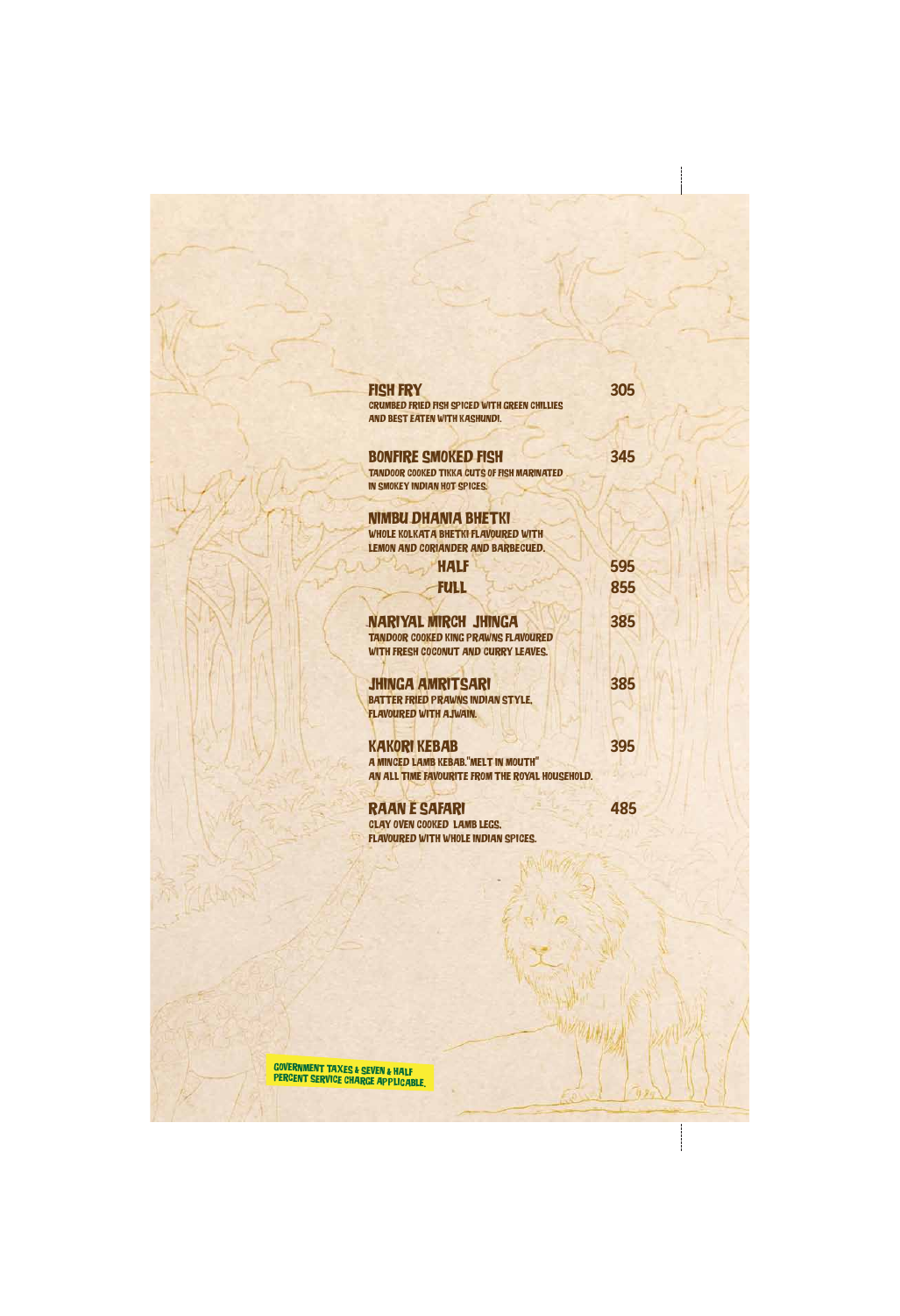**FISH FRY** 305

CRUMBED FRIED FISH SPICED WITH GREEN CHILLIES AND BEST EATEN WITH KASHUNDI.

**BONFIRE SMOKED FISH** 345

TANDOOR COOKED TIKKA CUTS OF FISH MARINATED IN SMOKEY INDIAN HOT SPICES.

**NIMBU DHANIA BHETKI**

WHOLE KOLKATA BHETKI FLAVOURED WITH LEMON AND CORIANDER AND BARBECUED.

| | |
|---|---|
| HALF | 595 |
| FULL | 855 |

**NARIYAL MIRCH JHINGA** 385

TANDOOR COOKED KING PRAWNS FLAVOURED WITH FRESH COCONUT AND CURRY LEAVES.

**JHINGA AMRITSARI** 385

BATTER FRIED PRAWNS INDIAN STYLE, FLAVOURED WITH AJWAIN.

**KAKORI KEBAB** 395

A MINCED LAMB KEBAB."MELT IN MOUTH" AN ALL TIME FAVOURITE FROM THE ROYAL HOUSEHOLD.

**RAAN E SAFARI** 485

CLAY OVEN COOKED LAMB LEGS, FLAVOURED WITH WHOLE INDIAN SPICES.

GOVERNMENT TAXES & SEVEN & HALF PERCENT SERVICE CHARGE APPLICABLE.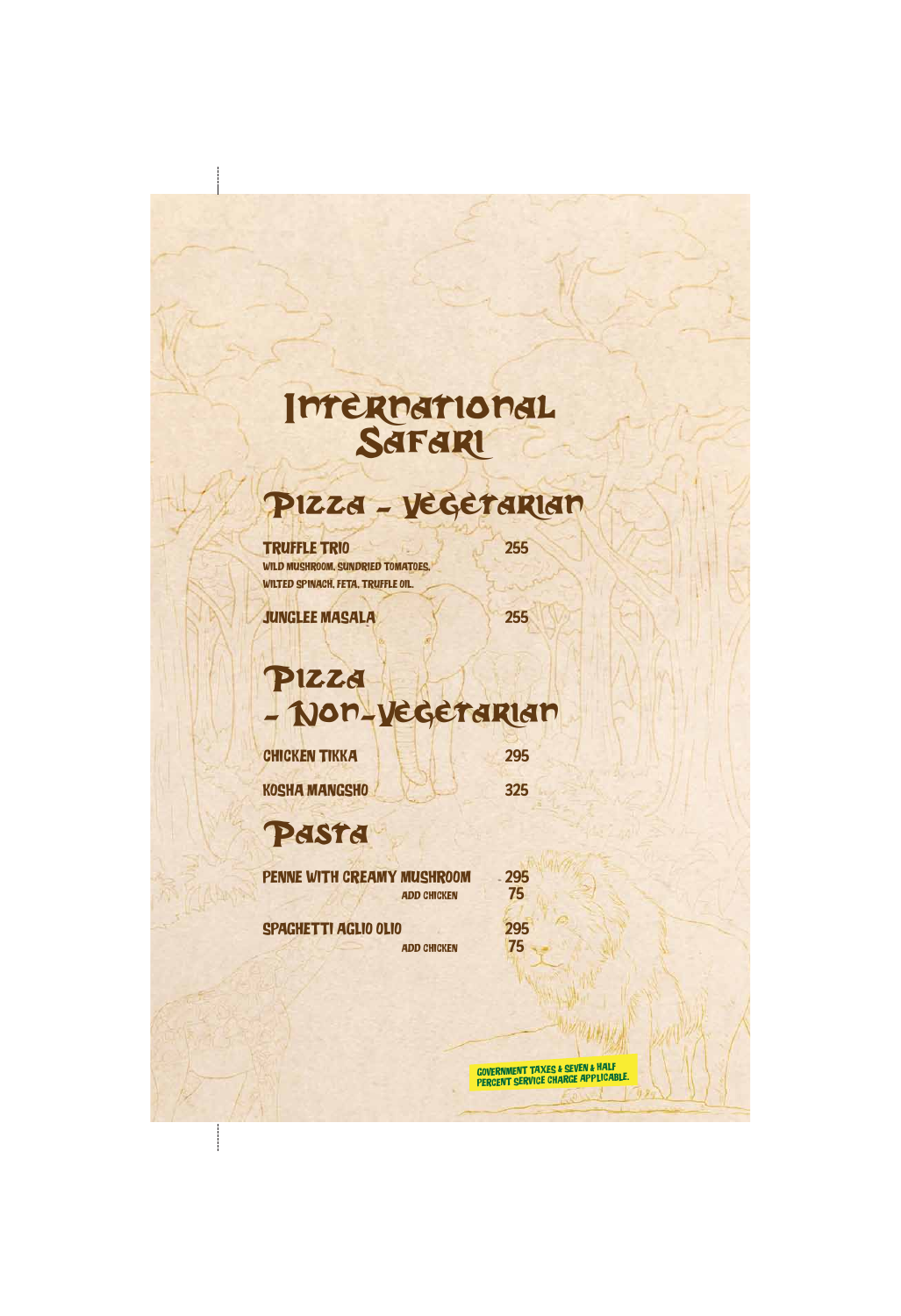# International Safari

## Pizza - Vegetarian

**TRUFFLE TRIO** 255
WILD MUSHROOM, SUNDRIED TOMATOES, WILTED SPINACH, FETA, TRUFFLE OIL.

**JUNGLEE MASALA** 255

## Pizza - Non-Vegetarian

**CHICKEN TIKKA** 295

**KOSHA MANGSHO** 325

## Pasta

**PENNE WITH CREAMY MUSHROOM** 295
ADD CHICKEN 75

**SPAGHETTI AGLIO OLIO** 295
ADD CHICKEN 75

GOVERNMENT TAXES & SEVEN & HALF PERCENT SERVICE CHARGE APPLICABLE.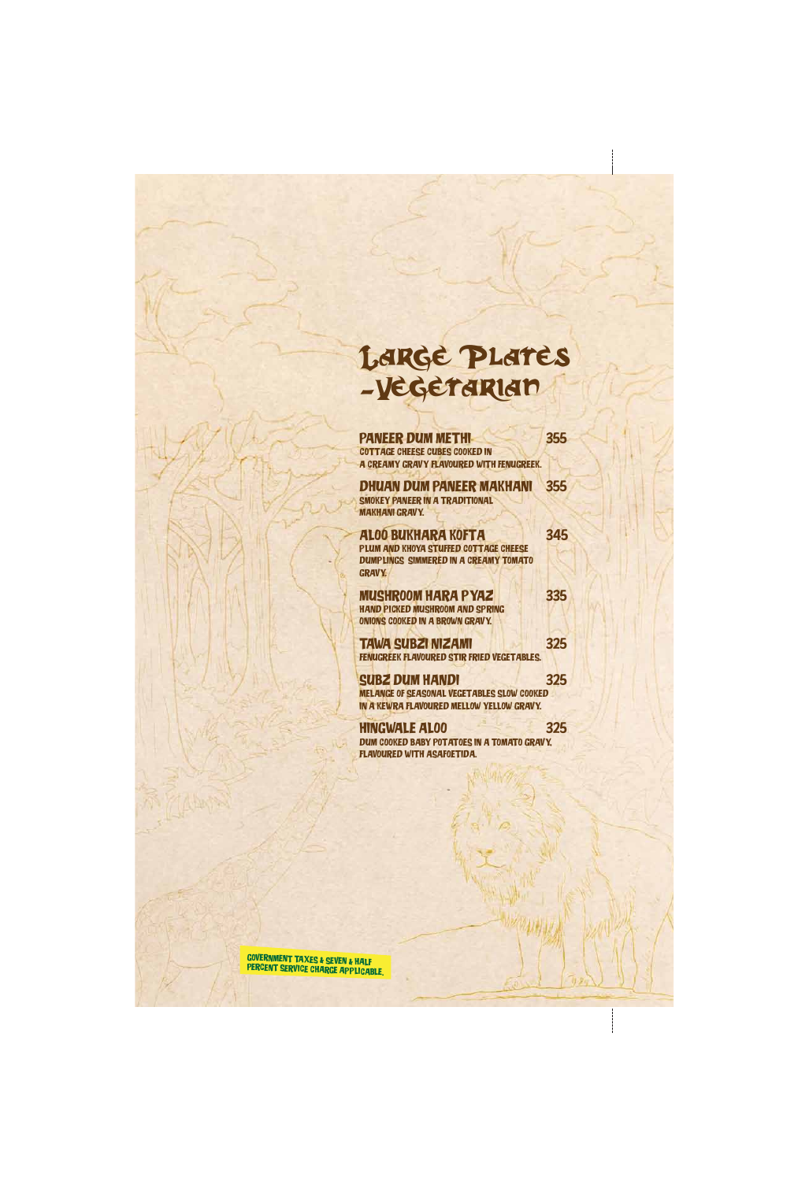# Large Plates -Vegetarian

**PANEER DUM METHI** 355
COTTAGE CHEESE CUBES COOKED IN A CREAMY GRAVY FLAVOURED WITH FENUGREEK.

**DHUAN DUM PANEER MAKHANI** 355
SMOKEY PANEER IN A TRADITIONAL MAKHANI GRAVY.

**ALOO BUKHARA KOFTA** 345
PLUM AND KHOYA STUFFED COTTAGE CHEESE DUMPLINGS SIMMERED IN A CREAMY TOMATO GRAVY.

**MUSHROOM HARA PYAZ** 335
HAND PICKED MUSHROOM AND SPRING ONIONS COOKED IN A BROWN GRAVY.

**TAWA SUBZI NIZAMI** 325
FENUGREEK FLAVOURED STIR FRIED VEGETABLES.

**SUBZ DUM HANDI** 325
MELANGE OF SEASONAL VEGETABLES SLOW COOKED IN A KEWRA FLAVOURED MELLOW YELLOW GRAVY.

**HINGWALE ALOO** 325
DUM COOKED BABY POTATOES IN A TOMATO GRAVY. FLAVOURED WITH ASAFOETIDA.

GOVERNMENT TAXES & SEVEN & HALF PERCENT SERVICE CHARGE APPLICABLE.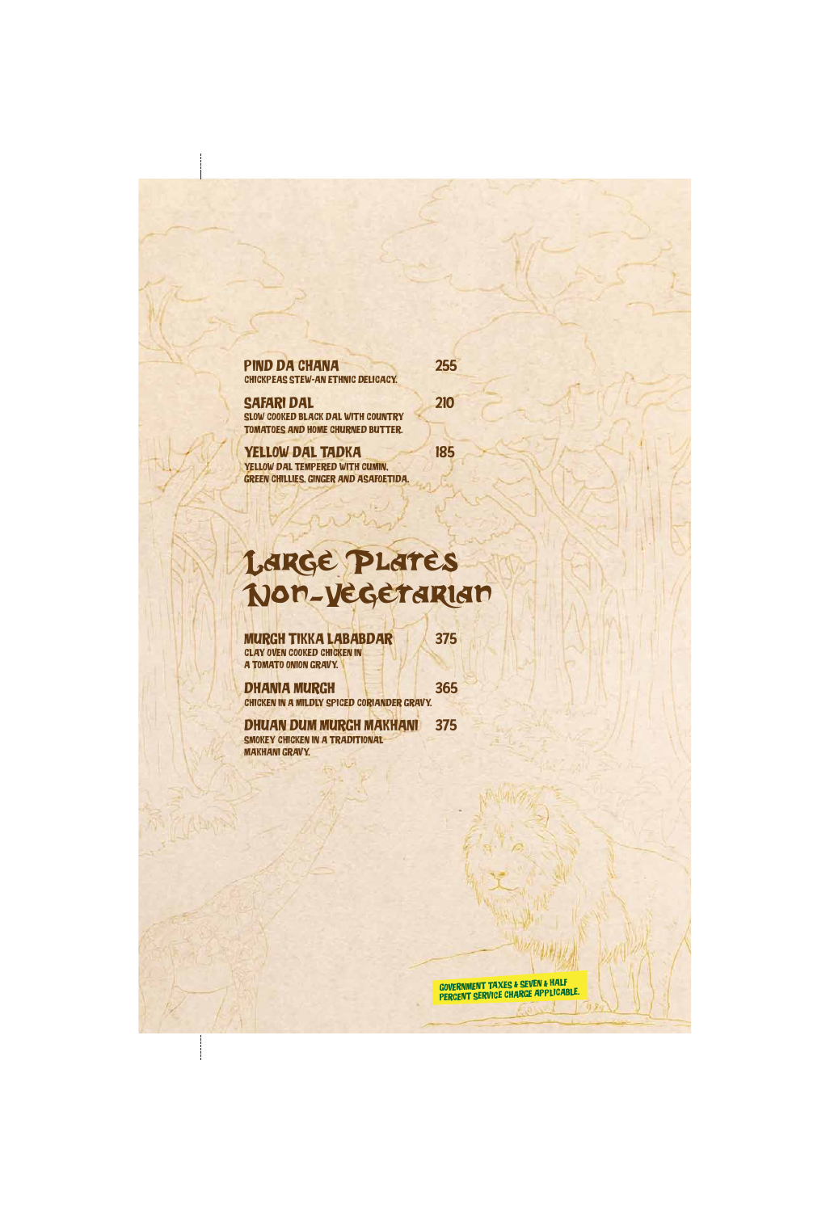**PIND DA CHANA** 255
CHICKPEAS STEW-AN ETHNIC DELICACY.

**SAFARI DAL** 210
SLOW COOKED BLACK DAL WITH COUNTRY TOMATOES AND HOME CHURNED BUTTER.

**YELLOW DAL TADKA** 185
YELLOW DAL TEMPERED WITH CUMIN, GREEN CHILLIES, GINGER AND ASAFOETIDA.

# Large Plates Non-Vegetarian

**MURGH TIKKA LABABDAR** 375
CLAY OVEN COOKED CHICKEN IN A TOMATO ONION GRAVY.

**DHANIA MURGH** 365
CHICKEN IN A MILDLY SPICED CORIANDER GRAVY.

**DHUAN DUM MURGH MAKHANI** 375
SMOKEY CHICKEN IN A TRADITIONAL MAKHANI GRAVY.

GOVERNMENT TAXES & SEVEN & HALF PERCENT SERVICE CHARGE APPLICABLE.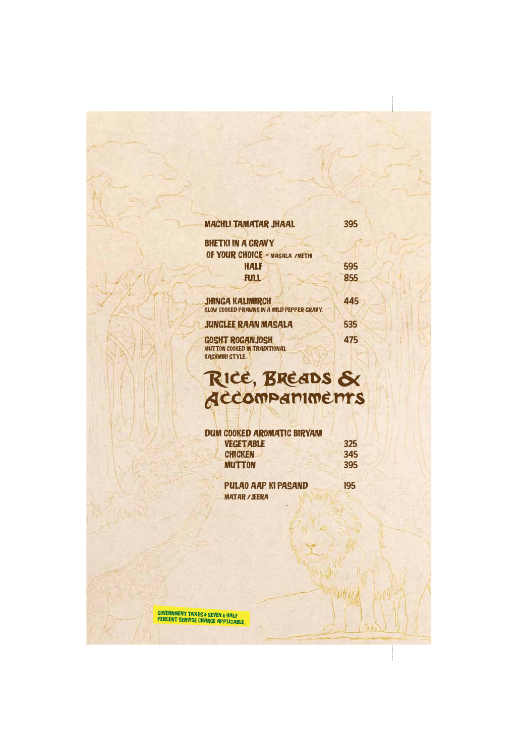**MACHLI TAMATAR JHAAL** 395

**BHETKI IN A GRAVY OF YOUR CHOICE** - MASALA / METHI

- **HALF** 595
- **FULL** 855

**JHINGA KALIMIRCH** 445
SLOW COOKED PRAWNS IN A MILD PEPPER GRAVY.

**JUNGLEE RAAN MASALA** 535

**GOSHT ROGANJOSH** 475
MUTTON COOKED IN TRADITIONAL KASHMIRI STYLE.

# Rice, Breads & Accompaniments

**DUM COOKED AROMATIC BIRYANI**

- **VEGETABLE** 325
- **CHICKEN** 345
- **MUTTON** 395

**PULAO AAP KI PASAND** 195
MATAR / JEERA

GOVERNMENT TAXES & SEVEN & HALF PERCENT SERVICE CHARGE APPLICABLE.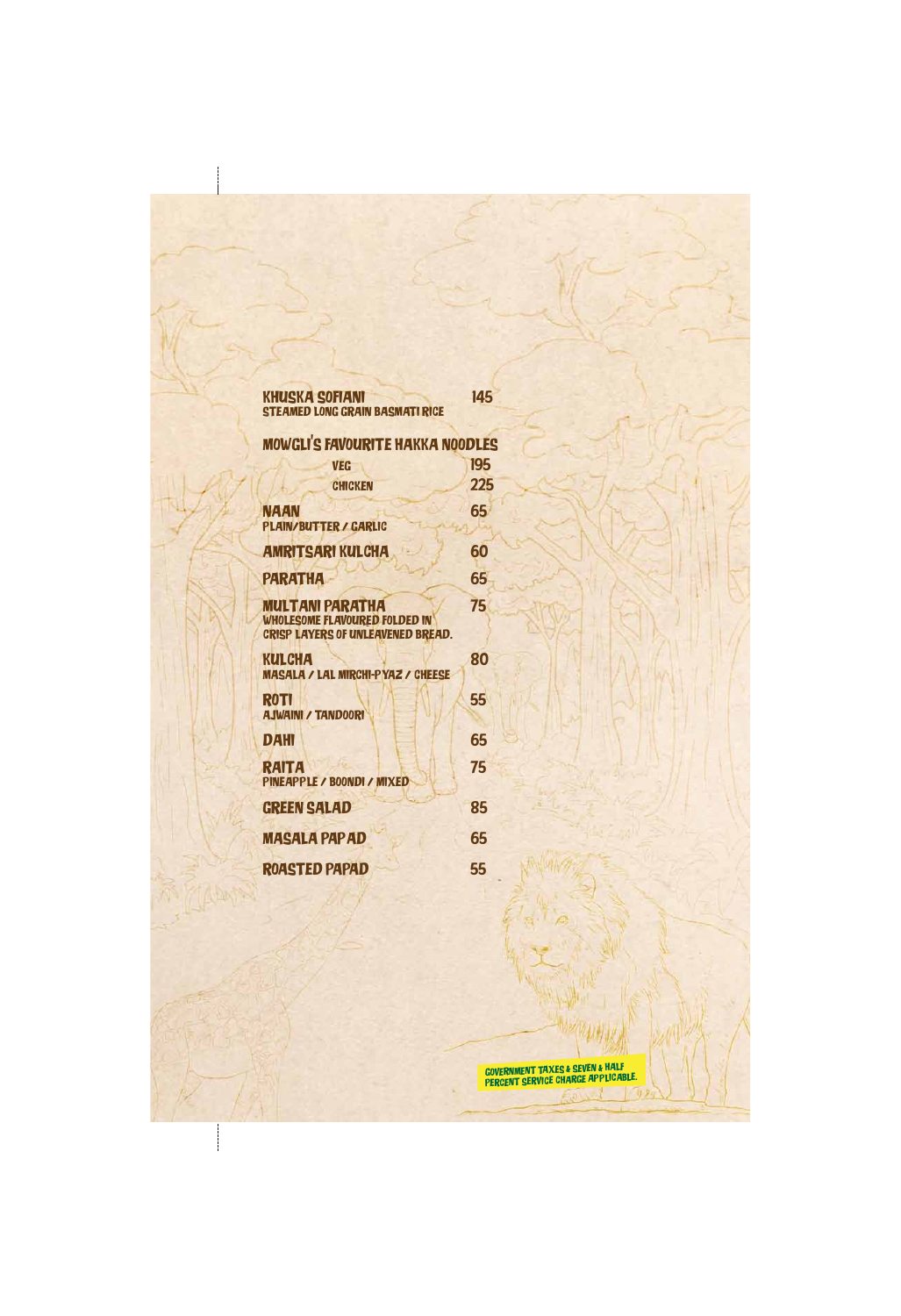**KHUSKA SOFIANI** 145
STEAMED LONG GRAIN BASMATI RICE

**MOWGLI'S FAVOURITE HAKKA NOODLES**

- VEG 195
- CHICKEN 225

**NAAN** 65
PLAIN/BUTTER / GARLIC

**AMRITSARI KULCHA** 60

**PARATHA** 65

**MULTANI PARATHA** 75
WHOLESOME FLAVOURED FOLDED IN CRISP LAYERS OF UNLEAVENED BREAD.

**KULCHA** 80
MASALA / LAL MIRCHI-PYAZ / CHEESE

**ROTI** 55
AJWAINI / TANDOORI

**DAHI** 65

**RAITA** 75
PINEAPPLE / BOONDI / MIXED

**GREEN SALAD** 85

**MASALA PAPAD** 65

**ROASTED PAPAD** 55

GOVERNMENT TAXES & SEVEN & HALF PERCENT SERVICE CHARGE APPLICABLE.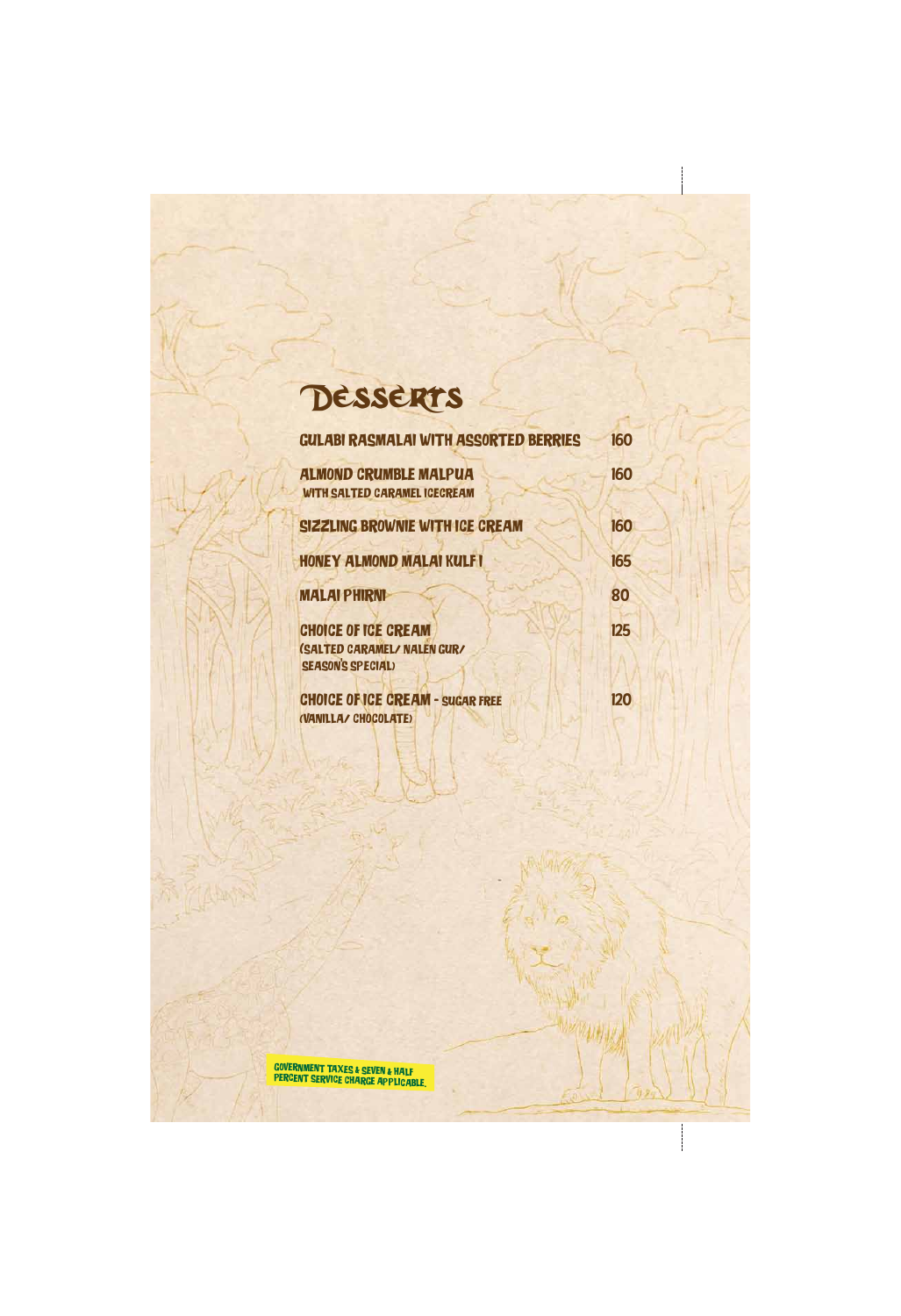# Desserts

| | |
|---|---|
| GULABI RASMALAI WITH ASSORTED BERRIES | 160 |
| ALMOND CRUMBLE MALPUA<br>WITH SALTED CARAMEL ICECREAM | 160 |
| SIZZLING BROWNIE WITH ICE CREAM | 160 |
| HONEY ALMOND MALAI KULFI | 165 |
| MALAI PHIRNI | 80 |
| CHOICE OF ICE CREAM<br>(SALTED CARAMEL/ NALEN GUR/<br>SEASON'S SPECIAL) | 125 |
| CHOICE OF ICE CREAM - SUGAR FREE<br>(VANILLA/ CHOCOLATE) | 120 |

GOVERNMENT TAXES & SEVEN & HALF PERCENT SERVICE CHARGE APPLICABLE.